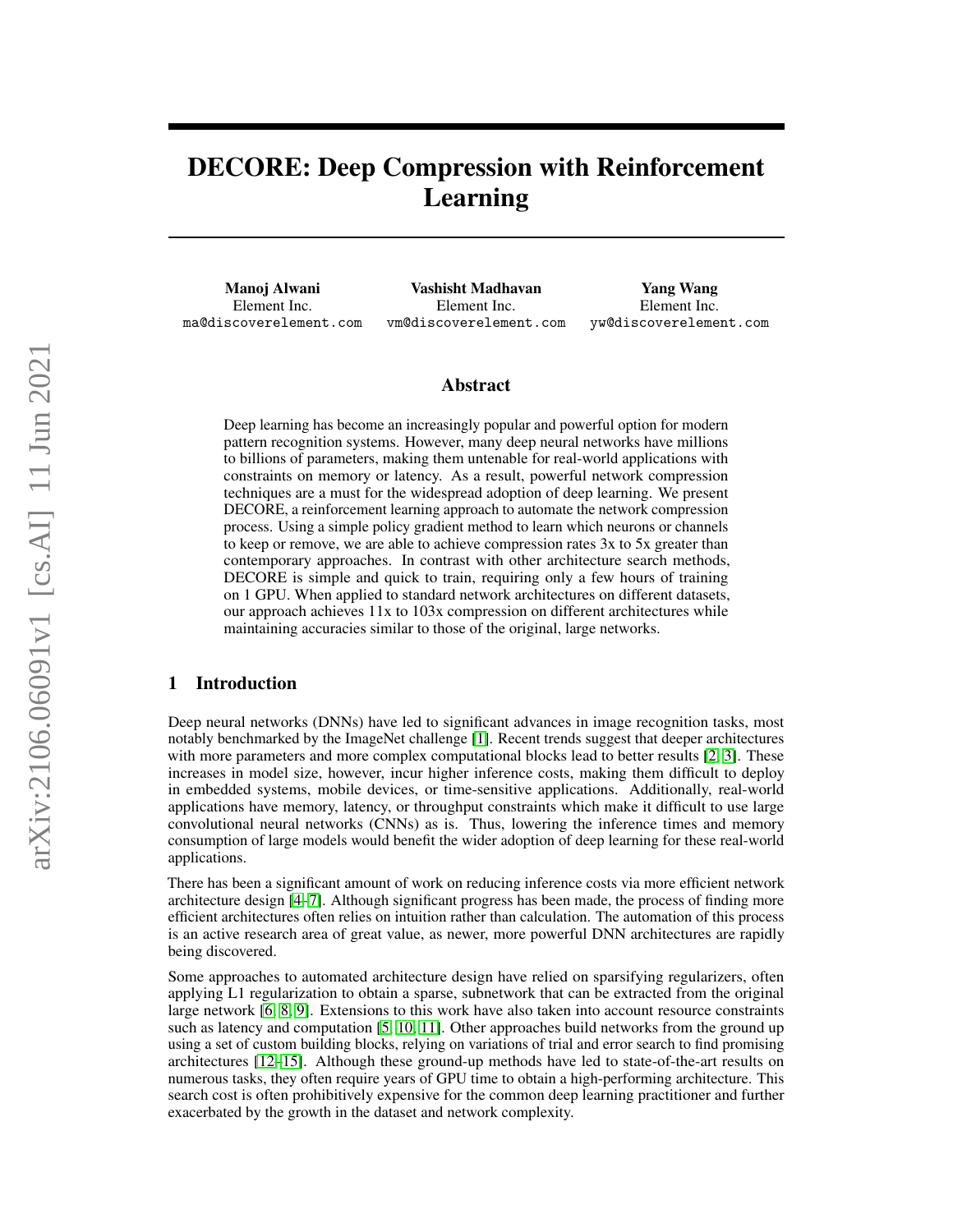# DECORE: Deep Compression with Reinforcement Learning

**Manoj Alwani**
Element Inc.
ma@discoverelement.com

**Vashisht Madhavan**
Element Inc.
vm@discoverelement.com

**Yang Wang**
Element Inc.
yw@discoverelement.com

## Abstract

Deep learning has become an increasingly popular and powerful option for modern pattern recognition systems. However, many deep neural networks have millions to billions of parameters, making them untenable for real-world applications with constraints on memory or latency. As a result, powerful network compression techniques are a must for the widespread adoption of deep learning. We present DECORE, a reinforcement learning approach to automate the network compression process. Using a simple policy gradient method to learn which neurons or channels to keep or remove, we are able to achieve compression rates 3x to 5x greater than contemporary approaches. In contrast with other architecture search methods, DECORE is simple and quick to train, requiring only a few hours of training on 1 GPU. When applied to standard network architectures on different datasets, our approach achieves 11x to 103x compression on different architectures while maintaining accuracies similar to those of the original, large networks.

## 1 Introduction

Deep neural networks (DNNs) have led to significant advances in image recognition tasks, most notably benchmarked by the ImageNet challenge [1]. Recent trends suggest that deeper architectures with more parameters and more complex computational blocks lead to better results [2, 3]. These increases in model size, however, incur higher inference costs, making them difficult to deploy in embedded systems, mobile devices, or time-sensitive applications. Additionally, real-world applications have memory, latency, or throughput constraints which make it difficult to use large convolutional neural networks (CNNs) as is. Thus, lowering the inference times and memory consumption of large models would benefit the wider adoption of deep learning for these real-world applications.

There has been a significant amount of work on reducing inference costs via more efficient network architecture design [4–7]. Although significant progress has been made, the process of finding more efficient architectures often relies on intuition rather than calculation. The automation of this process is an active research area of great value, as newer, more powerful DNN architectures are rapidly being discovered.

Some approaches to automated architecture design have relied on sparsifying regularizers, often applying L1 regularization to obtain a sparse, subnetwork that can be extracted from the original large network [6, 8, 9]. Extensions to this work have also taken into account resource constraints such as latency and computation [5, 10, 11]. Other approaches build networks from the ground up using a set of custom building blocks, relying on variations of trial and error search to find promising architectures [12–15]. Although these ground-up methods have led to state-of-the-art results on numerous tasks, they often require years of GPU time to obtain a high-performing architecture. This search cost is often prohibitively expensive for the common deep learning practitioner and further exacerbated by the growth in the dataset and network complexity.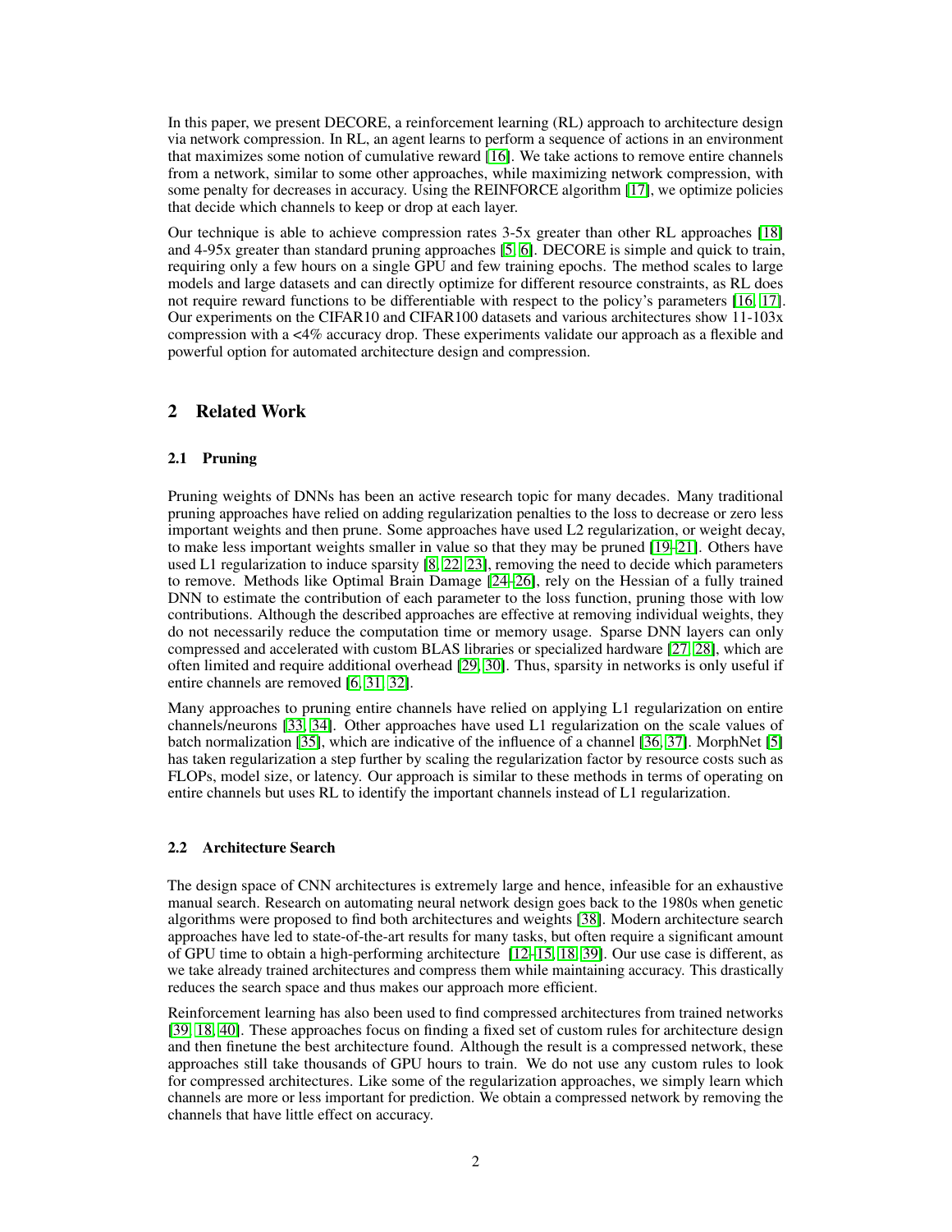In this paper, we present DECORE, a reinforcement learning (RL) approach to architecture design via network compression. In RL, an agent learns to perform a sequence of actions in an environment that maximizes some notion of cumulative reward [16]. We take actions to remove entire channels from a network, similar to some other approaches, while maximizing network compression, with some penalty for decreases in accuracy. Using the REINFORCE algorithm [17], we optimize policies that decide which channels to keep or drop at each layer.

Our technique is able to achieve compression rates 3-5x greater than other RL approaches [18] and 4-95x greater than standard pruning approaches [5, 6]. DECORE is simple and quick to train, requiring only a few hours on a single GPU and few training epochs. The method scales to large models and large datasets and can directly optimize for different resource constraints, as RL does not require reward functions to be differentiable with respect to the policy's parameters [16, 17]. Our experiments on the CIFAR10 and CIFAR100 datasets and various architectures show 11-103x compression with a <4% accuracy drop. These experiments validate our approach as a flexible and powerful option for automated architecture design and compression.

## 2 Related Work

### 2.1 Pruning

Pruning weights of DNNs has been an active research topic for many decades. Many traditional pruning approaches have relied on adding regularization penalties to the loss to decrease or zero less important weights and then prune. Some approaches have used L2 regularization, or weight decay, to make less important weights smaller in value so that they may be pruned [19–21]. Others have used L1 regularization to induce sparsity [8, 22, 23], removing the need to decide which parameters to remove. Methods like Optimal Brain Damage [24–26], rely on the Hessian of a fully trained DNN to estimate the contribution of each parameter to the loss function, pruning those with low contributions. Although the described approaches are effective at removing individual weights, they do not necessarily reduce the computation time or memory usage. Sparse DNN layers can only compressed and accelerated with custom BLAS libraries or specialized hardware [27, 28], which are often limited and require additional overhead [29, 30]. Thus, sparsity in networks is only useful if entire channels are removed [6, 31, 32].

Many approaches to pruning entire channels have relied on applying L1 regularization on entire channels/neurons [33, 34]. Other approaches have used L1 regularization on the scale values of batch normalization [35], which are indicative of the influence of a channel [36, 37]. MorphNet [5] has taken regularization a step further by scaling the regularization factor by resource costs such as FLOPs, model size, or latency. Our approach is similar to these methods in terms of operating on entire channels but uses RL to identify the important channels instead of L1 regularization.

### 2.2 Architecture Search

The design space of CNN architectures is extremely large and hence, infeasible for an exhaustive manual search. Research on automating neural network design goes back to the 1980s when genetic algorithms were proposed to find both architectures and weights [38]. Modern architecture search approaches have led to state-of-the-art results for many tasks, but often require a significant amount of GPU time to obtain a high-performing architecture [12–15, 18, 39]. Our use case is different, as we take already trained architectures and compress them while maintaining accuracy. This drastically reduces the search space and thus makes our approach more efficient.

Reinforcement learning has also been used to find compressed architectures from trained networks [39, 18, 40]. These approaches focus on finding a fixed set of custom rules for architecture design and then finetune the best architecture found. Although the result is a compressed network, these approaches still take thousands of GPU hours to train. We do not use any custom rules to look for compressed architectures. Like some of the regularization approaches, we simply learn which channels are more or less important for prediction. We obtain a compressed network by removing the channels that have little effect on accuracy.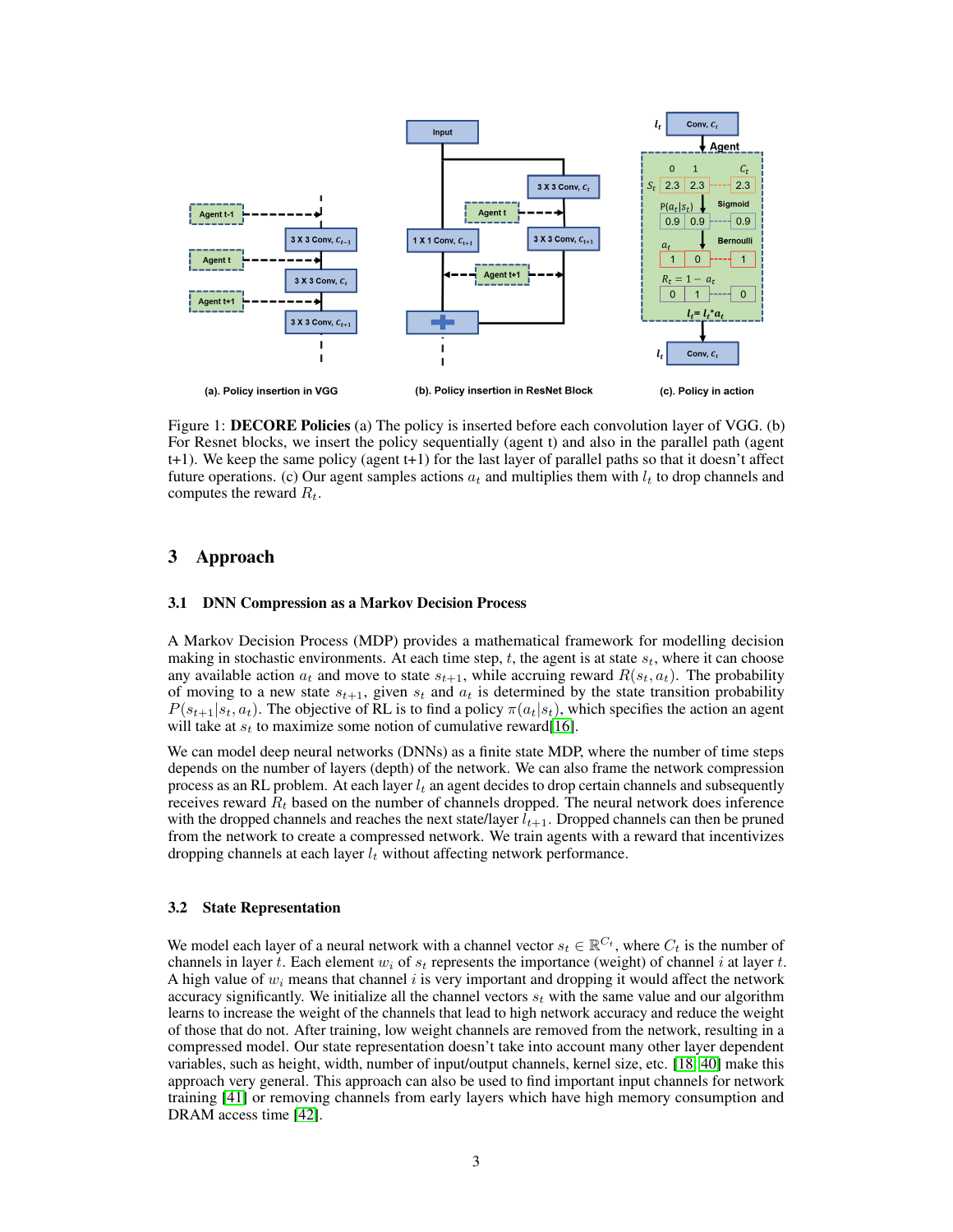Figure 1: **DECORE Policies** (a) The policy is inserted before each convolution layer of VGG. (b) For Resnet blocks, we insert the policy sequentially (agent t) and also in the parallel path (agent t+1). We keep the same policy (agent t+1) for the last layer of parallel paths so that it doesn't affect future operations. (c) Our agent samples actions $a_t$ and multiplies them with $l_t$ to drop channels and computes the reward $R_t$.

# 3 Approach

## 3.1 DNN Compression as a Markov Decision Process

A Markov Decision Process (MDP) provides a mathematical framework for modelling decision making in stochastic environments. At each time step, $t$, the agent is at state $s_t$, where it can choose any available action $a_t$ and move to state $s_{t+1}$, while accruing reward $R(s_t, a_t)$. The probability of moving to a new state $s_{t+1}$, given $s_t$ and $a_t$ is determined by the state transition probability $P(s_{t+1}|s_t, a_t)$. The objective of RL is to find a policy $\pi(a_t|s_t)$, which specifies the action an agent will take at $s_t$ to maximize some notion of cumulative reward[16].

We can model deep neural networks (DNNs) as a finite state MDP, where the number of time steps depends on the number of layers (depth) of the network. We can also frame the network compression process as an RL problem. At each layer $l_t$ an agent decides to drop certain channels and subsequently receives reward $R_t$ based on the number of channels dropped. The neural network does inference with the dropped channels and reaches the next state/layer $l_{t+1}$. Dropped channels can then be pruned from the network to create a compressed network. We train agents with a reward that incentivizes dropping channels at each layer $l_t$ without affecting network performance.

## 3.2 State Representation

We model each layer of a neural network with a channel vector $s_t \in \mathbb{R}^{C_t}$, where $C_t$ is the number of channels in layer $t$. Each element $w_i$ of $s_t$ represents the importance (weight) of channel $i$ at layer $t$. A high value of $w_i$ means that channel $i$ is very important and dropping it would affect the network accuracy significantly. We initialize all the channel vectors $s_t$ with the same value and our algorithm learns to increase the weight of the channels that lead to high network accuracy and reduce the weight of those that do not. After training, low weight channels are removed from the network, resulting in a compressed model. Our state representation doesn't take into account many other layer dependent variables, such as height, width, number of input/output channels, kernel size, etc. [18, 40] make this approach very general. This approach can also be used to find important input channels for network training [41] or removing channels from early layers which have high memory consumption and DRAM access time [42].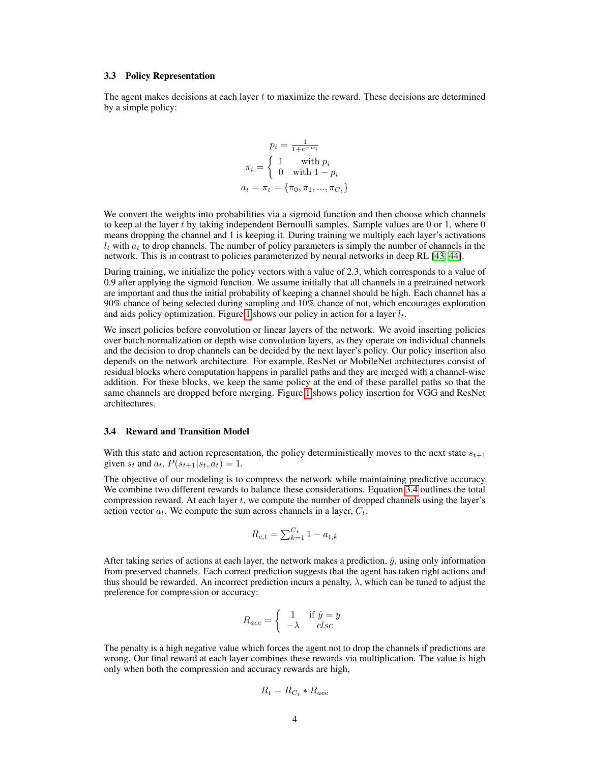### 3.3 Policy Representation

The agent makes decisions at each layer $t$ to maximize the reward. These decisions are determined by a simple policy:

$$
p_i = \frac{1}{1+e^{-w_i}}
$$

$$
\pi_i = \begin{cases} 1 & \text{with } p_i \\ 0 & \text{with } 1 - p_i \end{cases}
$$

$$
a_t = \pi_t = \{\pi_0, \pi_1, ..., \pi_{C_t}\}
$$

We convert the weights into probabilities via a sigmoid function and then choose which channels to keep at the layer $t$ by taking independent Bernoulli samples. Sample values are 0 or 1, where 0 means dropping the channel and 1 is keeping it. During training we multiply each layer's activations $l_t$ with $a_t$ to drop channels. The number of policy parameters is simply the number of channels in the network. This is in contrast to policies parameterized by neural networks in deep RL [43, 44].

During training, we initialize the policy vectors with a value of 2.3, which corresponds to a value of 0.9 after applying the sigmoid function. We assume initially that all channels in a pretrained network are important and thus the initial probability of keeping a channel should be high. Each channel has a 90% chance of being selected during sampling and 10% chance of not, which encourages exploration and aids policy optimization. Figure 1 shows our policy in action for a layer $l_t$.

We insert policies before convolution or linear layers of the network. We avoid inserting policies over batch normalization or depth wise convolution layers, as they operate on individual channels and the decision to drop channels can be decided by the next layer's policy. Our policy insertion also depends on the network architecture. For example, ResNet or MobileNet architectures consist of residual blocks where computation happens in parallel paths and they are merged with a channel-wise addition. For these blocks, we keep the same policy at the end of these parallel paths so that the same channels are dropped before merging. Figure 1 shows policy insertion for VGG and ResNet architectures.

### 3.4 Reward and Transition Model

With this state and action representation, the policy deterministically moves to the next state $s_{t+1}$ given $s_t$ and $a_t$, $P(s_{t+1}|s_t, a_t) = 1$.

The objective of our modeling is to compress the network while maintaining predictive accuracy. We combine two different rewards to balance these considerations. Equation 3.4 outlines the total compression reward. At each layer $t$, we compute the number of dropped channels using the layer's action vector $a_t$. We compute the sum across channels in a layer, $C_t$:

$$
R_{c,t} = \sum_{k=1}^{C_t} 1 - a_{t,k}
$$

After taking series of actions at each layer, the network makes a prediction, $\hat{y}$, using only information from preserved channels. Each correct prediction suggests that the agent has taken right actions and thus should be rewarded. An incorrect prediction incurs a penalty, $\lambda$, which can be tuned to adjust the preference for compression or accuracy:

$$
R_{acc} = \begin{cases} 1 & \text{if } \hat{y} = y \\ -\lambda & else \end{cases}
$$

The penalty is a high negative value which forces the agent not to drop the channels if predictions are wrong. Our final reward at each layer combines these rewards via multiplication. The value is high only when both the compression and accuracy rewards are high,

$$
R_t = R_{C_t} * R_{acc}
$$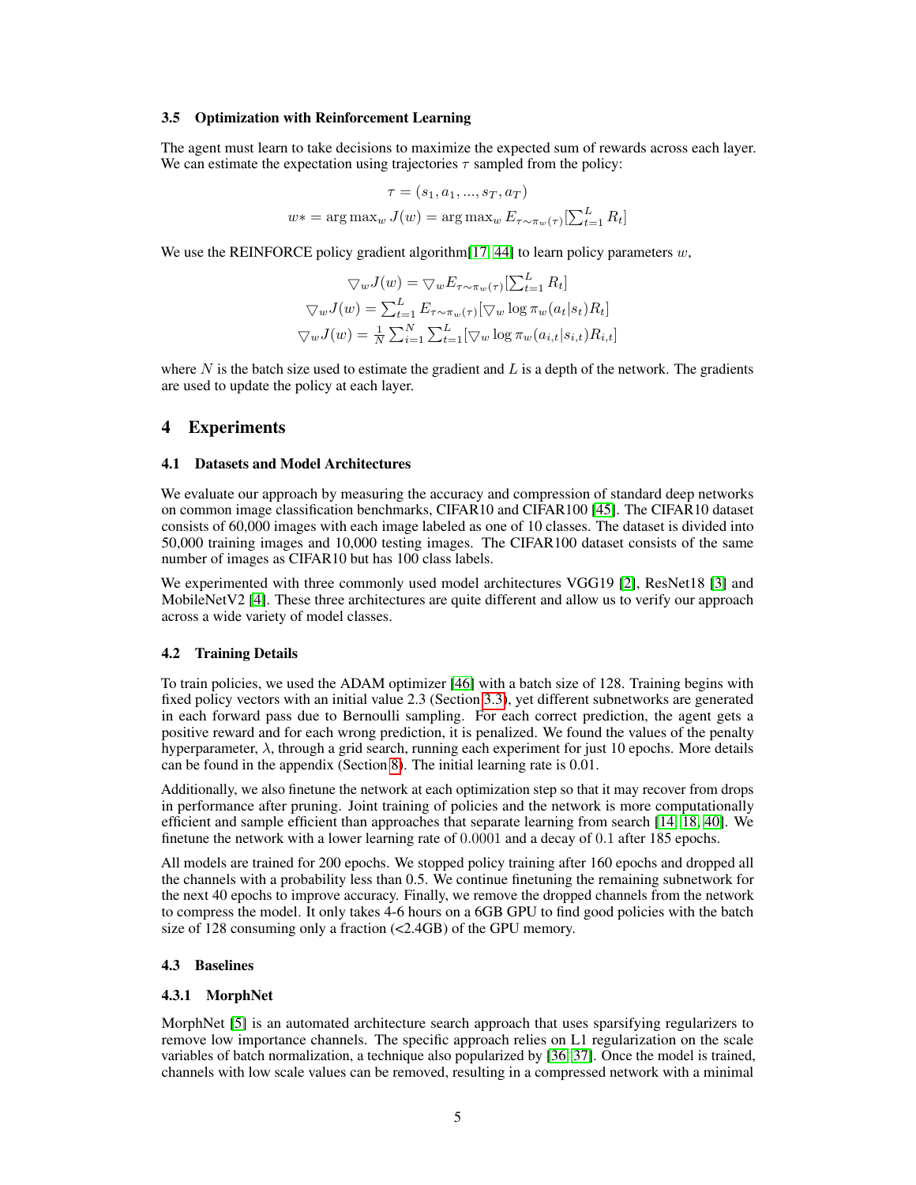### 3.5 Optimization with Reinforcement Learning

The agent must learn to take decisions to maximize the expected sum of rewards across each layer. We can estimate the expectation using trajectories $\tau$ sampled from the policy:

$$\tau = (s_1, a_1, ..., s_T, a_T)$$
$$w* = \arg\max_w J(w) = \arg\max_w E_{\tau \sim \pi_w(\tau)}[\sum_{t=1}^{L} R_t]$$

We use the REINFORCE policy gradient algorithm[17, 44] to learn policy parameters $w$,

$$\bigtriangledown_w J(w) = \bigtriangledown_w E_{\tau \sim \pi_w(\tau)}[\sum_{t=1}^{L} R_t]$$
$$\bigtriangledown_w J(w) = \sum_{t=1}^{L} E_{\tau \sim \pi_w(\tau)}[\bigtriangledown_w \log \pi_w(a_t|s_t) R_t]$$
$$\bigtriangledown_w J(w) = \frac{1}{N} \sum_{i=1}^{N} \sum_{t=1}^{L} [\bigtriangledown_w \log \pi_w(a_{i,t}|s_{i,t}) R_{i,t}]$$

where $N$ is the batch size used to estimate the gradient and $L$ is a depth of the network. The gradients are used to update the policy at each layer.

## 4 Experiments

### 4.1 Datasets and Model Architectures

We evaluate our approach by measuring the accuracy and compression of standard deep networks on common image classification benchmarks, CIFAR10 and CIFAR100 [45]. The CIFAR10 dataset consists of 60,000 images with each image labeled as one of 10 classes. The dataset is divided into 50,000 training images and 10,000 testing images. The CIFAR100 dataset consists of the same number of images as CIFAR10 but has 100 class labels.

We experimented with three commonly used model architectures VGG19 [2], ResNet18 [3] and MobileNetV2 [4]. These three architectures are quite different and allow us to verify our approach across a wide variety of model classes.

### 4.2 Training Details

To train policies, we used the ADAM optimizer [46] with a batch size of 128. Training begins with fixed policy vectors with an initial value 2.3 (Section 3.3), yet different subnetworks are generated in each forward pass due to Bernoulli sampling. For each correct prediction, the agent gets a positive reward and for each wrong prediction, it is penalized. We found the values of the penalty hyperparameter, $\lambda$, through a grid search, running each experiment for just 10 epochs. More details can be found in the appendix (Section 8). The initial learning rate is 0.01.

Additionally, we also finetune the network at each optimization step so that it may recover from drops in performance after pruning. Joint training of policies and the network is more computationally efficient and sample efficient than approaches that separate learning from search [14, 18, 40]. We finetune the network with a lower learning rate of $0.0001$ and a decay of $0.1$ after 185 epochs.

All models are trained for 200 epochs. We stopped policy training after 160 epochs and dropped all the channels with a probability less than 0.5. We continue finetuning the remaining subnetwork for the next 40 epochs to improve accuracy. Finally, we remove the dropped channels from the network to compress the model. It only takes 4-6 hours on a 6GB GPU to find good policies with the batch size of 128 consuming only a fraction (<2.4GB) of the GPU memory.

### 4.3 Baselines

#### 4.3.1 MorphNet

MorphNet [5] is an automated architecture search approach that uses sparsifying regularizers to remove low importance channels. The specific approach relies on L1 regularization on the scale variables of batch normalization, a technique also popularized by [36, 37]. Once the model is trained, channels with low scale values can be removed, resulting in a compressed network with a minimal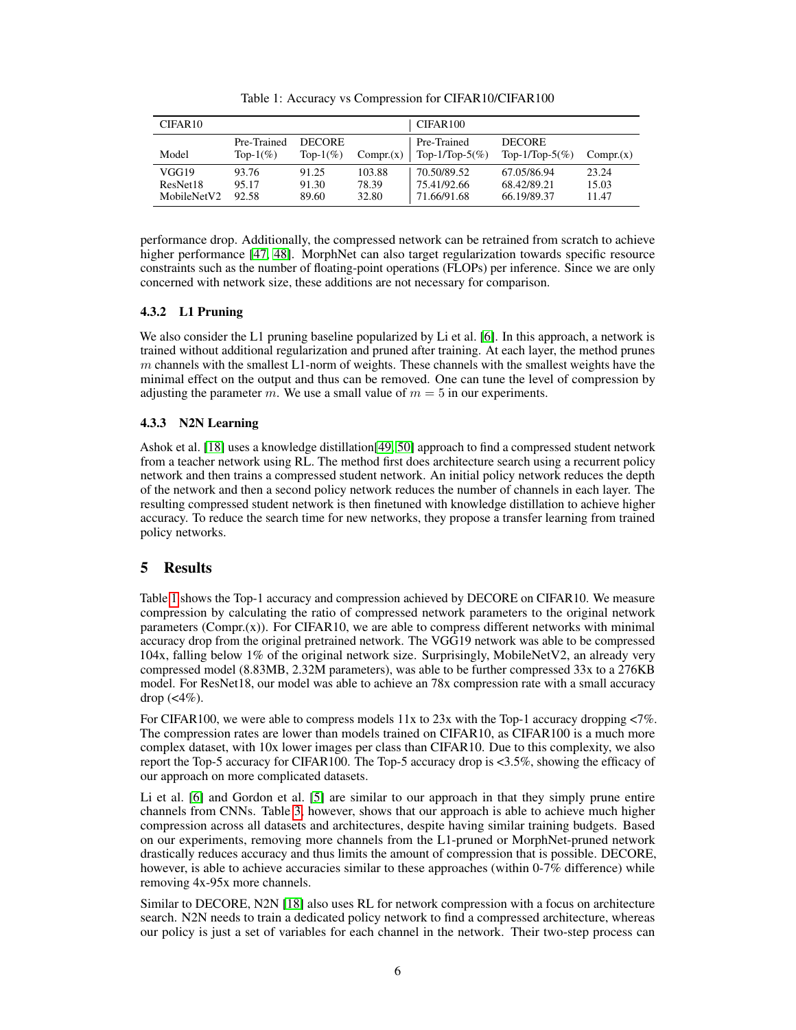Table 1: Accuracy vs Compression for CIFAR10/CIFAR100

| CIFAR10 | | | | CIFAR100 | | |
|---|---|---|---|---|---|---|
| Model | Pre-Trained Top-1(%) | DECORE Top-1(%) | Compr.(x) | Pre-Trained Top-1/Top-5(%) | DECORE Top-1/Top-5(%) | Compr.(x) |
| VGG19 | 93.76 | 91.25 | 103.88 | 70.50/89.52 | 67.05/86.94 | 23.24 |
| ResNet18 | 95.17 | 91.30 | 78.39 | 75.41/92.66 | 68.42/89.21 | 15.03 |
| MobileNetV2 | 92.58 | 89.60 | 32.80 | 71.66/91.68 | 66.19/89.37 | 11.47 |

performance drop. Additionally, the compressed network can be retrained from scratch to achieve higher performance [47, 48]. MorphNet can also target regularization towards specific resource constraints such as the number of floating-point operations (FLOPs) per inference. Since we are only concerned with network size, these additions are not necessary for comparison.

#### 4.3.2 L1 Pruning

We also consider the L1 pruning baseline popularized by Li et al. [6]. In this approach, a network is trained without additional regularization and pruned after training. At each layer, the method prunes $m$ channels with the smallest L1-norm of weights. These channels with the smallest weights have the minimal effect on the output and thus can be removed. One can tune the level of compression by adjusting the parameter $m$. We use a small value of $m = 5$ in our experiments.

#### 4.3.3 N2N Learning

Ashok et al. [18] uses a knowledge distillation[49, 50] approach to find a compressed student network from a teacher network using RL. The method first does architecture search using a recurrent policy network and then trains a compressed student network. An initial policy network reduces the depth of the network and then a second policy network reduces the number of channels in each layer. The resulting compressed student network is then finetuned with knowledge distillation to achieve higher accuracy. To reduce the search time for new networks, they propose a transfer learning from trained policy networks.

## 5 Results

Table 1 shows the Top-1 accuracy and compression achieved by DECORE on CIFAR10. We measure compression by calculating the ratio of compressed network parameters to the original network parameters (Compr.(x)). For CIFAR10, we are able to compress different networks with minimal accuracy drop from the original pretrained network. The VGG19 network was able to be compressed 104x, falling below 1% of the original network size. Surprisingly, MobileNetV2, an already very compressed model (8.83MB, 2.32M parameters), was able to be further compressed 33x to a 276KB model. For ResNet18, our model was able to achieve an 78x compression rate with a small accuracy drop (<4%).

For CIFAR100, we were able to compress models 11x to 23x with the Top-1 accuracy dropping <7%. The compression rates are lower than models trained on CIFAR10, as CIFAR100 is a much more complex dataset, with 10x lower images per class than CIFAR10. Due to this complexity, we also report the Top-5 accuracy for CIFAR100. The Top-5 accuracy drop is <3.5%, showing the efficacy of our approach on more complicated datasets.

Li et al. [6] and Gordon et al. [5] are similar to our approach in that they simply prune entire channels from CNNs. Table 3, however, shows that our approach is able to achieve much higher compression across all datasets and architectures, despite having similar training budgets. Based on our experiments, removing more channels from the L1-pruned or MorphNet-pruned network drastically reduces accuracy and thus limits the amount of compression that is possible. DECORE, however, is able to achieve accuracies similar to these approaches (within 0-7% difference) while removing 4x-95x more channels.

Similar to DECORE, N2N [18] also uses RL for network compression with a focus on architecture search. N2N needs to train a dedicated policy network to find a compressed architecture, whereas our policy is just a set of variables for each channel in the network. Their two-step process can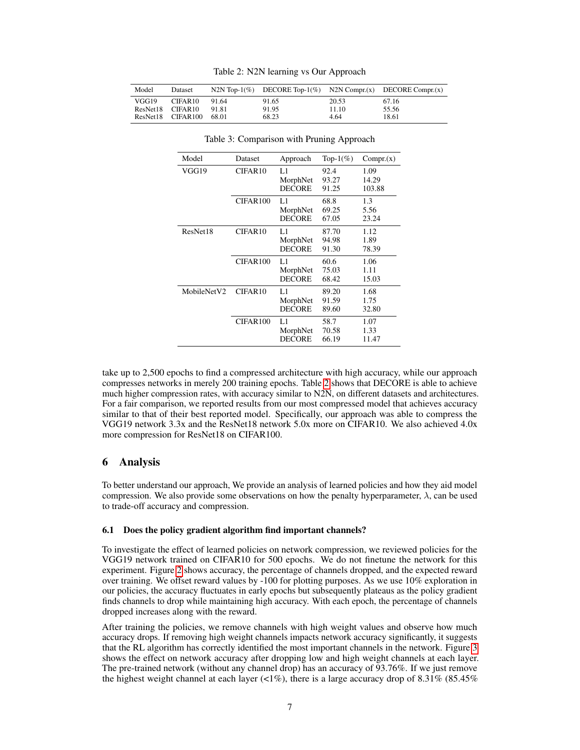Table 2: N2N learning vs Our Approach

| Model | Dataset | N2N Top-1(%) | DECORE Top-1(%) | N2N Compr.(x) | DECORE Compr.(x) |
|---|---|---|---|---|---|
| VGG19 | CIFAR10 | 91.64 | 91.65 | 20.53 | 67.16 |
| ResNet18 | CIFAR10 | 91.81 | 91.95 | 11.10 | 55.56 |
| ResNet18 | CIFAR100 | 68.01 | 68.23 | 4.64 | 18.61 |

Table 3: Comparison with Pruning Approach

| Model | Dataset | Approach | Top-1(%) | Compr.(x) |
|---|---|---|---|---|
| VGG19 | CIFAR10 | L1 | 92.4 | 1.09 |
| | | MorphNet | 93.27 | 14.29 |
| | | DECORE | 91.25 | 103.88 |
| | CIFAR100 | L1 | 68.8 | 1.3 |
| | | MorphNet | 69.25 | 5.56 |
| | | DECORE | 67.05 | 23.24 |
| ResNet18 | CIFAR10 | L1 | 87.70 | 1.12 |
| | | MorphNet | 94.98 | 1.89 |
| | | DECORE | 91.30 | 78.39 |
| | CIFAR100 | L1 | 60.6 | 1.06 |
| | | MorphNet | 75.03 | 1.11 |
| | | DECORE | 68.42 | 15.03 |
| MobileNetV2 | CIFAR10 | L1 | 89.20 | 1.68 |
| | | MorphNet | 91.59 | 1.75 |
| | | DECORE | 89.60 | 32.80 |
| | CIFAR100 | L1 | 58.7 | 1.07 |
| | | MorphNet | 70.58 | 1.33 |
| | | DECORE | 66.19 | 11.47 |

take up to 2,500 epochs to find a compressed architecture with high accuracy, while our approach compresses networks in merely 200 training epochs. Table 2 shows that DECORE is able to achieve much higher compression rates, with accuracy similar to N2N, on different datasets and architectures. For a fair comparison, we reported results from our most compressed model that achieves accuracy similar to that of their best reported model. Specifically, our approach was able to compress the VGG19 network 3.3x and the ResNet18 network 5.0x more on CIFAR10. We also achieved 4.0x more compression for ResNet18 on CIFAR100.

# 6 Analysis

To better understand our approach, We provide an analysis of learned policies and how they aid model compression. We also provide some observations on how the penalty hyperparameter, $\lambda$, can be used to trade-off accuracy and compression.

## 6.1 Does the policy gradient algorithm find important channels?

To investigate the effect of learned policies on network compression, we reviewed policies for the VGG19 network trained on CIFAR10 for 500 epochs. We do not finetune the network for this experiment. Figure 2 shows accuracy, the percentage of channels dropped, and the expected reward over training. We offset reward values by -100 for plotting purposes. As we use 10% exploration in our policies, the accuracy fluctuates in early epochs but subsequently plateaus as the policy gradient finds channels to drop while maintaining high accuracy. With each epoch, the percentage of channels dropped increases along with the reward.

After training the policies, we remove channels with high weight values and observe how much accuracy drops. If removing high weight channels impacts network accuracy significantly, it suggests that the RL algorithm has correctly identified the most important channels in the network. Figure 3 shows the effect on network accuracy after dropping low and high weight channels at each layer. The pre-trained network (without any channel drop) has an accuracy of 93.76%. If we just remove the highest weight channel at each layer (<1%), there is a large accuracy drop of 8.31% (85.45%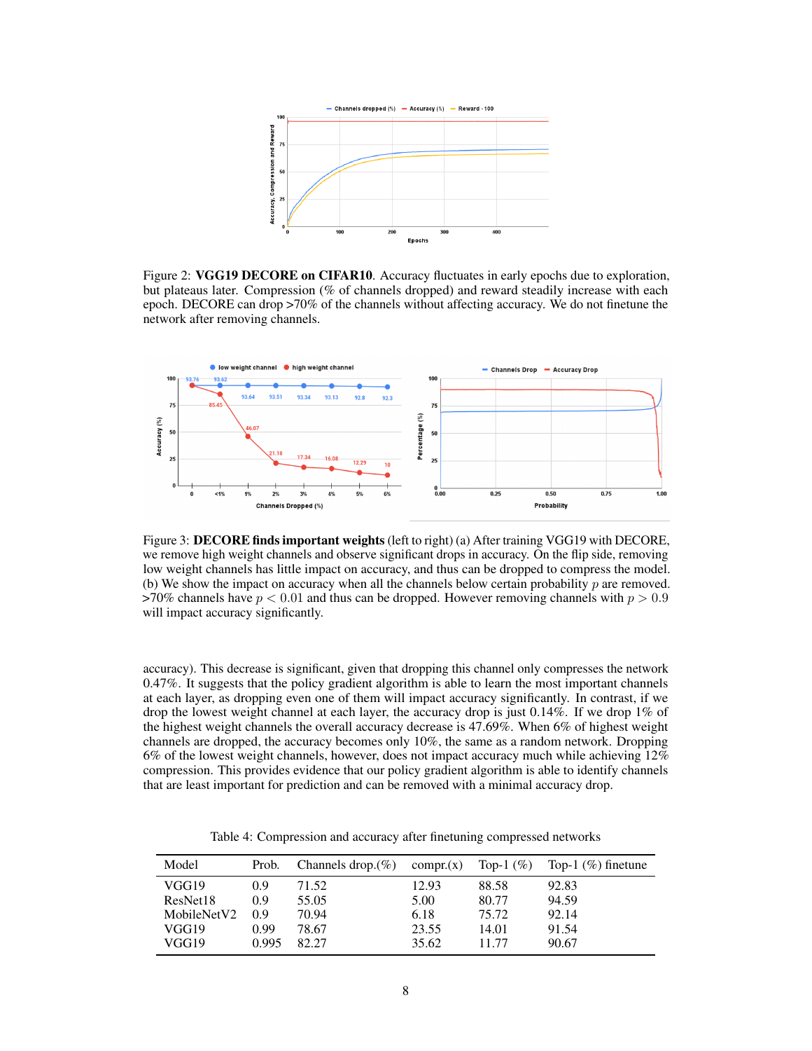Figure 2: **VGG19 DECORE on CIFAR10**. Accuracy fluctuates in early epochs due to exploration, but plateaus later. Compression (% of channels dropped) and reward steadily increase with each epoch. DECORE can drop >70% of the channels without affecting accuracy. We do not finetune the network after removing channels.

Figure 3: **DECORE finds important weights** (left to right) (a) After training VGG19 with DECORE, we remove high weight channels and observe significant drops in accuracy. On the flip side, removing low weight channels has little impact on accuracy, and thus can be dropped to compress the model. (b) We show the impact on accuracy when all the channels below certain probability $p$ are removed. >70% channels have $p < 0.01$ and thus can be dropped. However removing channels with $p > 0.9$ will impact accuracy significantly.

accuracy). This decrease is significant, given that dropping this channel only compresses the network 0.47%. It suggests that the policy gradient algorithm is able to learn the most important channels at each layer, as dropping even one of them will impact accuracy significantly. In contrast, if we drop the lowest weight channel at each layer, the accuracy drop is just 0.14%. If we drop 1% of the highest weight channels the overall accuracy decrease is 47.69%. When 6% of highest weight channels are dropped, the accuracy becomes only 10%, the same as a random network. Dropping 6% of the lowest weight channels, however, does not impact accuracy much while achieving 12% compression. This provides evidence that our policy gradient algorithm is able to identify channels that are least important for prediction and can be removed with a minimal accuracy drop.

Table 4: Compression and accuracy after finetuning compressed networks

| Model | Prob. | Channels drop.(%) | compr.(x) | Top-1 (%) | Top-1 (%) finetune |
|---|---|---|---|---|---|
| VGG19 | 0.9 | 71.52 | 12.93 | 88.58 | 92.83 |
| ResNet18 | 0.9 | 55.05 | 5.00 | 80.77 | 94.59 |
| MobileNetV2 | 0.9 | 70.94 | 6.18 | 75.72 | 92.14 |
| VGG19 | 0.99 | 78.67 | 23.55 | 14.01 | 91.54 |
| VGG19 | 0.995 | 82.27 | 35.62 | 11.77 | 90.67 |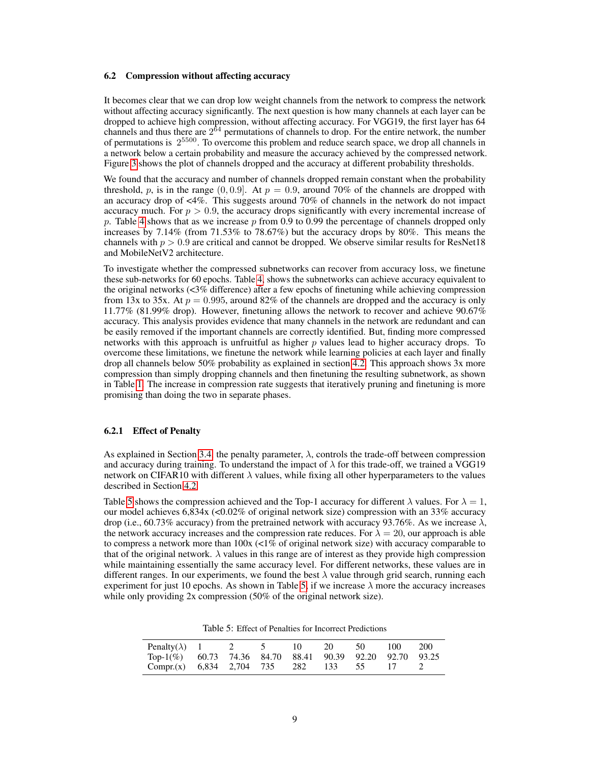### 6.2 Compression without affecting accuracy

It becomes clear that we can drop low weight channels from the network to compress the network without affecting accuracy significantly. The next question is how many channels at each layer can be dropped to achieve high compression, without affecting accuracy. For VGG19, the first layer has 64 channels and thus there are $2^{64}$ permutations of channels to drop. For the entire network, the number of permutations is $2^{5500}$. To overcome this problem and reduce search space, we drop all channels in a network below a certain probability and measure the accuracy achieved by the compressed network. Figure 3 shows the plot of channels dropped and the accuracy at different probability thresholds.

We found that the accuracy and number of channels dropped remain constant when the probability threshold, $p$, is in the range $(0, 0.9]$. At $p = 0.9$, around 70% of the channels are dropped with an accuracy drop of <4%. This suggests around 70% of channels in the network do not impact accuracy much. For $p > 0.9$, the accuracy drops significantly with every incremental increase of $p$. Table 4 shows that as we increase $p$ from 0.9 to 0.99 the percentage of channels dropped only increases by 7.14% (from 71.53% to 78.67%) but the accuracy drops by 80%. This means the channels with $p > 0.9$ are critical and cannot be dropped. We observe similar results for ResNet18 and MobileNetV2 architecture.

To investigate whether the compressed subnetworks can recover from accuracy loss, we finetune these sub-networks for 60 epochs. Table 4, shows the subnetworks can achieve accuracy equivalent to the original networks (<3% difference) after a few epochs of finetuning while achieving compression from 13x to 35x. At $p = 0.995$, around 82% of the channels are dropped and the accuracy is only 11.77% (81.99% drop). However, finetuning allows the network to recover and achieve 90.67% accuracy. This analysis provides evidence that many channels in the network are redundant and can be easily removed if the important channels are correctly identified. But, finding more compressed networks with this approach is unfruitful as higher $p$ values lead to higher accuracy drops. To overcome these limitations, we finetune the network while learning policies at each layer and finally drop all channels below 50% probability as explained in section 4.2. This approach shows 3x more compression than simply dropping channels and then finetuning the resulting subnetwork, as shown in Table 1. The increase in compression rate suggests that iteratively pruning and finetuning is more promising than doing the two in separate phases.

#### 6.2.1 Effect of Penalty

As explained in Section 3.4, the penalty parameter, $\lambda$, controls the trade-off between compression and accuracy during training. To understand the impact of $\lambda$ for this trade-off, we trained a VGG19 network on CIFAR10 with different $\lambda$ values, while fixing all other hyperparameters to the values described in Section 4.2.

Table 5 shows the compression achieved and the Top-1 accuracy for different $\lambda$ values. For $\lambda = 1$, our model achieves 6,834x (<0.02% of original network size) compression with an 33% accuracy drop (i.e., 60.73% accuracy) from the pretrained network with accuracy 93.76%. As we increase $\lambda$, the network accuracy increases and the compression rate reduces. For $\lambda = 20$, our approach is able to compress a network more than 100x (<1% of original network size) with accuracy comparable to that of the original network. $\lambda$ values in this range are of interest as they provide high compression while maintaining essentially the same accuracy level. For different networks, these values are in different ranges. In our experiments, we found the best $\lambda$ value through grid search, running each experiment for just 10 epochs. As shown in Table 5, if we increase $\lambda$ more the accuracy increases while only providing 2x compression (50% of the original network size).

Table 5: Effect of Penalties for Incorrect Predictions

| Penalty($\lambda$) | 1 | 2 | 5 | 10 | 20 | 50 | 100 | 200 |
|---|---|---|---|---|---|---|---|---|
| Top-1(%) | 60.73 | 74.36 | 84.70 | 88.41 | 90.39 | 92.20 | 92.70 | 93.25 |
| Compr.(x) | 6,834 | 2,704 | 735 | 282 | 133 | 55 | 17 | 2 |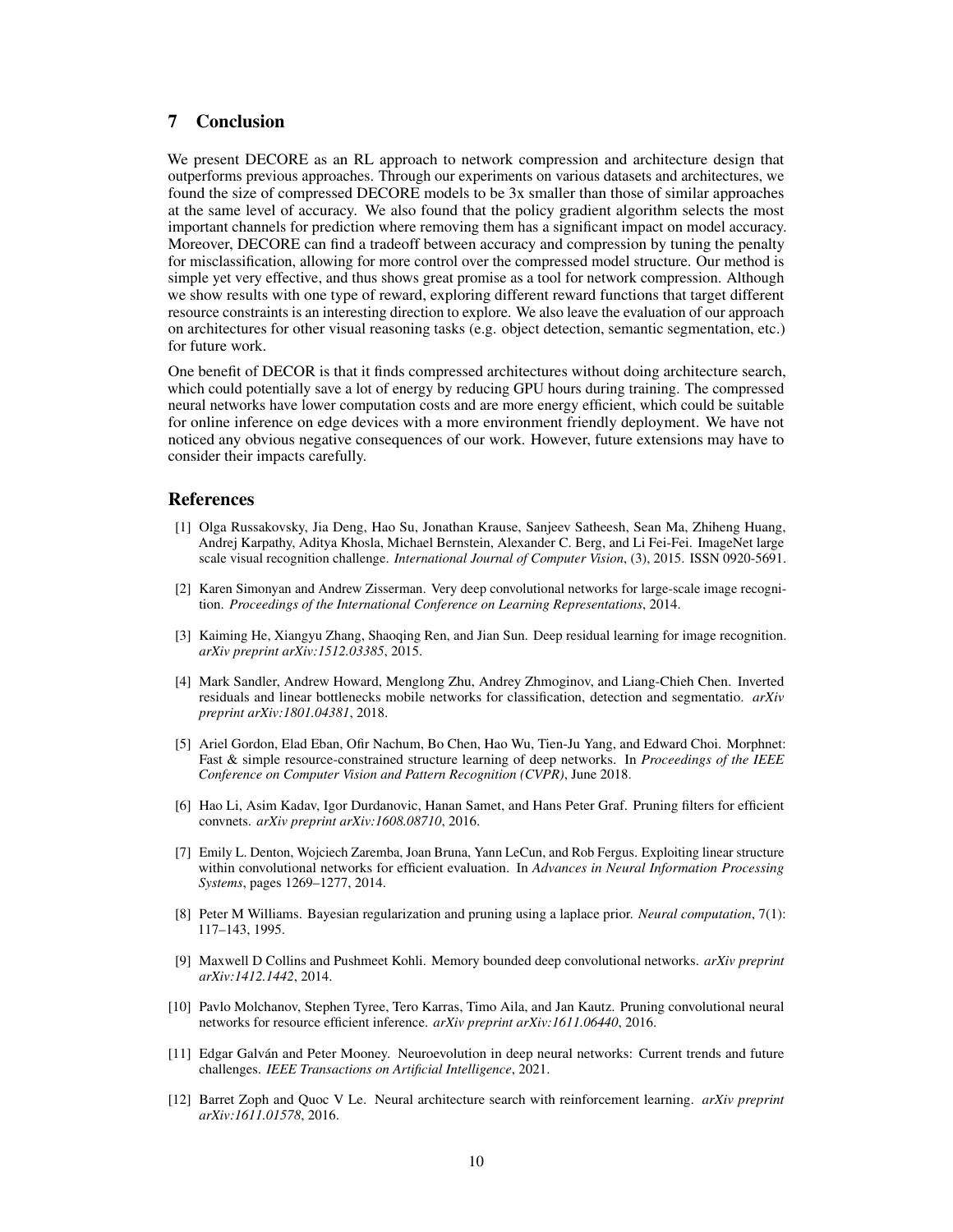## 7 Conclusion

We present DECORE as an RL approach to network compression and architecture design that outperforms previous approaches. Through our experiments on various datasets and architectures, we found the size of compressed DECORE models to be 3x smaller than those of similar approaches at the same level of accuracy. We also found that the policy gradient algorithm selects the most important channels for prediction where removing them has a significant impact on model accuracy. Moreover, DECORE can find a tradeoff between accuracy and compression by tuning the penalty for misclassification, allowing for more control over the compressed model structure. Our method is simple yet very effective, and thus shows great promise as a tool for network compression. Although we show results with one type of reward, exploring different reward functions that target different resource constraints is an interesting direction to explore. We also leave the evaluation of our approach on architectures for other visual reasoning tasks (e.g. object detection, semantic segmentation, etc.) for future work.

One benefit of DECOR is that it finds compressed architectures without doing architecture search, which could potentially save a lot of energy by reducing GPU hours during training. The compressed neural networks have lower computation costs and are more energy efficient, which could be suitable for online inference on edge devices with a more environment friendly deployment. We have not noticed any obvious negative consequences of our work. However, future extensions may have to consider their impacts carefully.

## References

[1] Olga Russakovsky, Jia Deng, Hao Su, Jonathan Krause, Sanjeev Satheesh, Sean Ma, Zhiheng Huang, Andrej Karpathy, Aditya Khosla, Michael Bernstein, Alexander C. Berg, and Li Fei-Fei. ImageNet large scale visual recognition challenge. *International Journal of Computer Vision*, (3), 2015. ISSN 0920-5691.

[2] Karen Simonyan and Andrew Zisserman. Very deep convolutional networks for large-scale image recognition. *Proceedings of the International Conference on Learning Representations*, 2014.

[3] Kaiming He, Xiangyu Zhang, Shaoqing Ren, and Jian Sun. Deep residual learning for image recognition. *arXiv preprint arXiv:1512.03385*, 2015.

[4] Mark Sandler, Andrew Howard, Menglong Zhu, Andrey Zhmoginov, and Liang-Chieh Chen. Inverted residuals and linear bottlenecks mobile networks for classification, detection and segmentatio. *arXiv preprint arXiv:1801.04381*, 2018.

[5] Ariel Gordon, Elad Eban, Ofir Nachum, Bo Chen, Hao Wu, Tien-Ju Yang, and Edward Choi. Morphnet: Fast & simple resource-constrained structure learning of deep networks. In *Proceedings of the IEEE Conference on Computer Vision and Pattern Recognition (CVPR)*, June 2018.

[6] Hao Li, Asim Kadav, Igor Durdanovic, Hanan Samet, and Hans Peter Graf. Pruning filters for efficient convnets. *arXiv preprint arXiv:1608.08710*, 2016.

[7] Emily L. Denton, Wojciech Zaremba, Joan Bruna, Yann LeCun, and Rob Fergus. Exploiting linear structure within convolutional networks for efficient evaluation. In *Advances in Neural Information Processing Systems*, pages 1269–1277, 2014.

[8] Peter M Williams. Bayesian regularization and pruning using a laplace prior. *Neural computation*, 7(1): 117–143, 1995.

[9] Maxwell D Collins and Pushmeet Kohli. Memory bounded deep convolutional networks. *arXiv preprint arXiv:1412.1442*, 2014.

[10] Pavlo Molchanov, Stephen Tyree, Tero Karras, Timo Aila, and Jan Kautz. Pruning convolutional neural networks for resource efficient inference. *arXiv preprint arXiv:1611.06440*, 2016.

[11] Edgar Galván and Peter Mooney. Neuroevolution in deep neural networks: Current trends and future challenges. *IEEE Transactions on Artificial Intelligence*, 2021.

[12] Barret Zoph and Quoc V Le. Neural architecture search with reinforcement learning. *arXiv preprint arXiv:1611.01578*, 2016.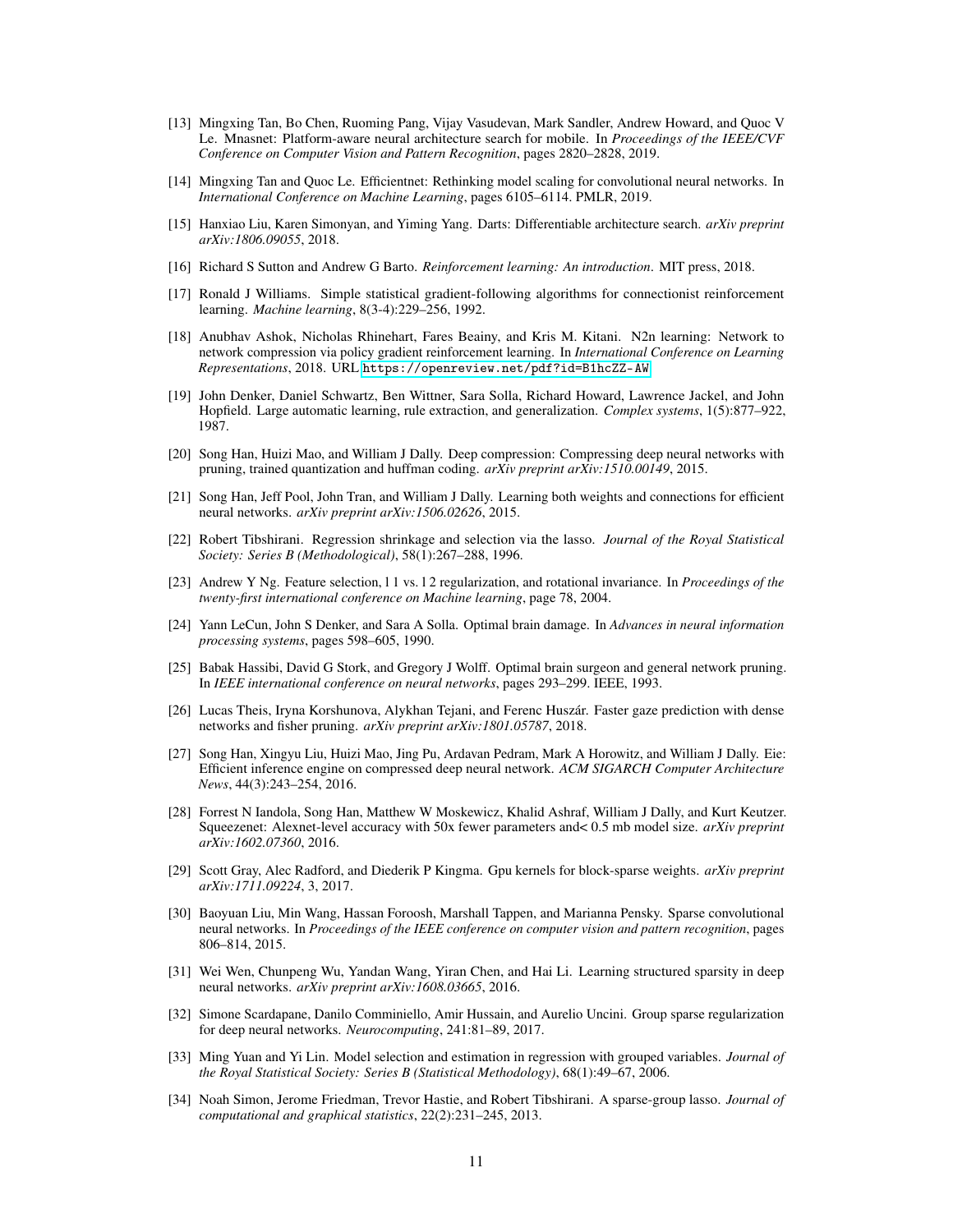[13] Mingxing Tan, Bo Chen, Ruoming Pang, Vijay Vasudevan, Mark Sandler, Andrew Howard, and Quoc V Le. Mnasnet: Platform-aware neural architecture search for mobile. In *Proceedings of the IEEE/CVF Conference on Computer Vision and Pattern Recognition*, pages 2820–2828, 2019.

[14] Mingxing Tan and Quoc Le. Efficientnet: Rethinking model scaling for convolutional neural networks. In *International Conference on Machine Learning*, pages 6105–6114. PMLR, 2019.

[15] Hanxiao Liu, Karen Simonyan, and Yiming Yang. Darts: Differentiable architecture search. *arXiv preprint arXiv:1806.09055*, 2018.

[16] Richard S Sutton and Andrew G Barto. *Reinforcement learning: An introduction*. MIT press, 2018.

[17] Ronald J Williams. Simple statistical gradient-following algorithms for connectionist reinforcement learning. *Machine learning*, 8(3-4):229–256, 1992.

[18] Anubhav Ashok, Nicholas Rhinehart, Fares Beainy, and Kris M. Kitani. N2n learning: Network to network compression via policy gradient reinforcement learning. In *International Conference on Learning Representations*, 2018. URL https://openreview.net/pdf?id=B1hcZZ-AW.

[19] John Denker, Daniel Schwartz, Ben Wittner, Sara Solla, Richard Howard, Lawrence Jackel, and John Hopfield. Large automatic learning, rule extraction, and generalization. *Complex systems*, 1(5):877–922, 1987.

[20] Song Han, Huizi Mao, and William J Dally. Deep compression: Compressing deep neural networks with pruning, trained quantization and huffman coding. *arXiv preprint arXiv:1510.00149*, 2015.

[21] Song Han, Jeff Pool, John Tran, and William J Dally. Learning both weights and connections for efficient neural networks. *arXiv preprint arXiv:1506.02626*, 2015.

[22] Robert Tibshirani. Regression shrinkage and selection via the lasso. *Journal of the Royal Statistical Society: Series B (Methodological)*, 58(1):267–288, 1996.

[23] Andrew Y Ng. Feature selection, l 1 vs. l 2 regularization, and rotational invariance. In *Proceedings of the twenty-first international conference on Machine learning*, page 78, 2004.

[24] Yann LeCun, John S Denker, and Sara A Solla. Optimal brain damage. In *Advances in neural information processing systems*, pages 598–605, 1990.

[25] Babak Hassibi, David G Stork, and Gregory J Wolff. Optimal brain surgeon and general network pruning. In *IEEE international conference on neural networks*, pages 293–299. IEEE, 1993.

[26] Lucas Theis, Iryna Korshunova, Alykhan Tejani, and Ferenc Huszár. Faster gaze prediction with dense networks and fisher pruning. *arXiv preprint arXiv:1801.05787*, 2018.

[27] Song Han, Xingyu Liu, Huizi Mao, Jing Pu, Ardavan Pedram, Mark A Horowitz, and William J Dally. Eie: Efficient inference engine on compressed deep neural network. *ACM SIGARCH Computer Architecture News*, 44(3):243–254, 2016.

[28] Forrest N Iandola, Song Han, Matthew W Moskewicz, Khalid Ashraf, William J Dally, and Kurt Keutzer. Squeezenet: Alexnet-level accuracy with 50x fewer parameters and< 0.5 mb model size. *arXiv preprint arXiv:1602.07360*, 2016.

[29] Scott Gray, Alec Radford, and Diederik P Kingma. Gpu kernels for block-sparse weights. *arXiv preprint arXiv:1711.09224*, 3, 2017.

[30] Baoyuan Liu, Min Wang, Hassan Foroosh, Marshall Tappen, and Marianna Pensky. Sparse convolutional neural networks. In *Proceedings of the IEEE conference on computer vision and pattern recognition*, pages 806–814, 2015.

[31] Wei Wen, Chunpeng Wu, Yandan Wang, Yiran Chen, and Hai Li. Learning structured sparsity in deep neural networks. *arXiv preprint arXiv:1608.03665*, 2016.

[32] Simone Scardapane, Danilo Comminiello, Amir Hussain, and Aurelio Uncini. Group sparse regularization for deep neural networks. *Neurocomputing*, 241:81–89, 2017.

[33] Ming Yuan and Yi Lin. Model selection and estimation in regression with grouped variables. *Journal of the Royal Statistical Society: Series B (Statistical Methodology)*, 68(1):49–67, 2006.

[34] Noah Simon, Jerome Friedman, Trevor Hastie, and Robert Tibshirani. A sparse-group lasso. *Journal of computational and graphical statistics*, 22(2):231–245, 2013.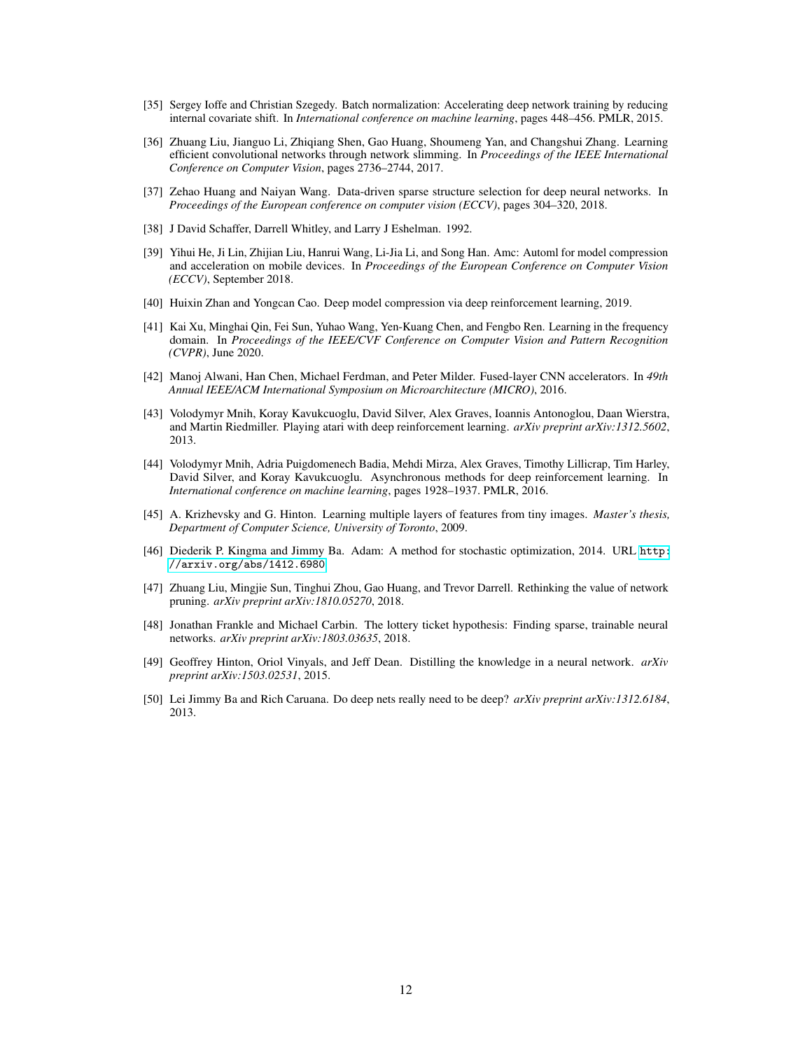[35] Sergey Ioffe and Christian Szegedy. Batch normalization: Accelerating deep network training by reducing internal covariate shift. In *International conference on machine learning*, pages 448–456. PMLR, 2015.

[36] Zhuang Liu, Jianguo Li, Zhiqiang Shen, Gao Huang, Shoumeng Yan, and Changshui Zhang. Learning efficient convolutional networks through network slimming. In *Proceedings of the IEEE International Conference on Computer Vision*, pages 2736–2744, 2017.

[37] Zehao Huang and Naiyan Wang. Data-driven sparse structure selection for deep neural networks. In *Proceedings of the European conference on computer vision (ECCV)*, pages 304–320, 2018.

[38] J David Schaffer, Darrell Whitley, and Larry J Eshelman. 1992.

[39] Yihui He, Ji Lin, Zhijian Liu, Hanrui Wang, Li-Jia Li, and Song Han. Amc: Automl for model compression and acceleration on mobile devices. In *Proceedings of the European Conference on Computer Vision (ECCV)*, September 2018.

[40] Huixin Zhan and Yongcan Cao. Deep model compression via deep reinforcement learning, 2019.

[41] Kai Xu, Minghai Qin, Fei Sun, Yuhao Wang, Yen-Kuang Chen, and Fengbo Ren. Learning in the frequency domain. In *Proceedings of the IEEE/CVF Conference on Computer Vision and Pattern Recognition (CVPR)*, June 2020.

[42] Manoj Alwani, Han Chen, Michael Ferdman, and Peter Milder. Fused-layer CNN accelerators. In *49th Annual IEEE/ACM International Symposium on Microarchitecture (MICRO)*, 2016.

[43] Volodymyr Mnih, Koray Kavukcuoglu, David Silver, Alex Graves, Ioannis Antonoglou, Daan Wierstra, and Martin Riedmiller. Playing atari with deep reinforcement learning. *arXiv preprint arXiv:1312.5602*, 2013.

[44] Volodymyr Mnih, Adria Puigdomenech Badia, Mehdi Mirza, Alex Graves, Timothy Lillicrap, Tim Harley, David Silver, and Koray Kavukcuoglu. Asynchronous methods for deep reinforcement learning. In *International conference on machine learning*, pages 1928–1937. PMLR, 2016.

[45] A. Krizhevsky and G. Hinton. Learning multiple layers of features from tiny images. *Master's thesis, Department of Computer Science, University of Toronto*, 2009.

[46] Diederik P. Kingma and Jimmy Ba. Adam: A method for stochastic optimization, 2014. URL `http://arxiv.org/abs/1412.6980`.

[47] Zhuang Liu, Mingjie Sun, Tinghui Zhou, Gao Huang, and Trevor Darrell. Rethinking the value of network pruning. *arXiv preprint arXiv:1810.05270*, 2018.

[48] Jonathan Frankle and Michael Carbin. The lottery ticket hypothesis: Finding sparse, trainable neural networks. *arXiv preprint arXiv:1803.03635*, 2018.

[49] Geoffrey Hinton, Oriol Vinyals, and Jeff Dean. Distilling the knowledge in a neural network. *arXiv preprint arXiv:1503.02531*, 2015.

[50] Lei Jimmy Ba and Rich Caruana. Do deep nets really need to be deep? *arXiv preprint arXiv:1312.6184*, 2013.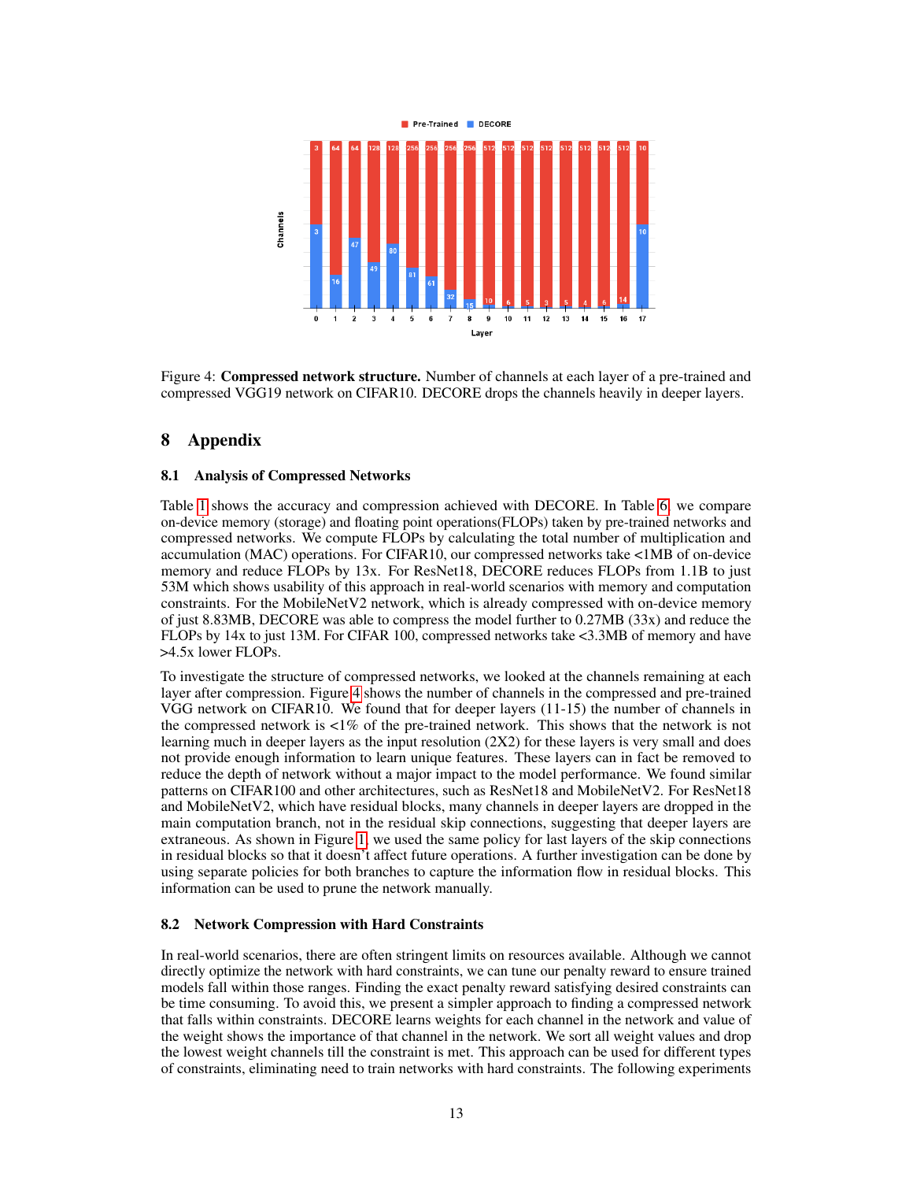Figure 4: **Compressed network structure.** Number of channels at each layer of a pre-trained and compressed VGG19 network on CIFAR10. DECORE drops the channels heavily in deeper layers.

# 8 Appendix

## 8.1 Analysis of Compressed Networks

Table 1 shows the accuracy and compression achieved with DECORE. In Table 6, we compare on-device memory (storage) and floating point operations(FLOPs) taken by pre-trained networks and compressed networks. We compute FLOPs by calculating the total number of multiplication and accumulation (MAC) operations. For CIFAR10, our compressed networks take <1MB of on-device memory and reduce FLOPs by 13x. For ResNet18, DECORE reduces FLOPs from 1.1B to just 53M which shows usability of this approach in real-world scenarios with memory and computation constraints. For the MobileNetV2 network, which is already compressed with on-device memory of just 8.83MB, DECORE was able to compress the model further to 0.27MB (33x) and reduce the FLOPs by 14x to just 13M. For CIFAR 100, compressed networks take <3.3MB of memory and have >4.5x lower FLOPs.

To investigate the structure of compressed networks, we looked at the channels remaining at each layer after compression. Figure 4 shows the number of channels in the compressed and pre-trained VGG network on CIFAR10. We found that for deeper layers (11-15) the number of channels in the compressed network is <1% of the pre-trained network. This shows that the network is not learning much in deeper layers as the input resolution (2X2) for these layers is very small and does not provide enough information to learn unique features. These layers can in fact be removed to reduce the depth of network without a major impact to the model performance. We found similar patterns on CIFAR100 and other architectures, such as ResNet18 and MobileNetV2. For ResNet18 and MobileNetV2, which have residual blocks, many channels in deeper layers are dropped in the main computation branch, not in the residual skip connections, suggesting that deeper layers are extraneous. As shown in Figure 1, we used the same policy for last layers of the skip connections in residual blocks so that it doesn't affect future operations. A further investigation can be done by using separate policies for both branches to capture the information flow in residual blocks. This information can be used to prune the network manually.

## 8.2 Network Compression with Hard Constraints

In real-world scenarios, there are often stringent limits on resources available. Although we cannot directly optimize the network with hard constraints, we can tune our penalty reward to ensure trained models fall within those ranges. Finding the exact penalty reward satisfying desired constraints can be time consuming. To avoid this, we present a simpler approach to finding a compressed network that falls within constraints. DECORE learns weights for each channel in the network and value of the weight shows the importance of that channel in the network. We sort all weight values and drop the lowest weight channels till the constraint is met. This approach can be used for different types of constraints, eliminating need to train networks with hard constraints. The following experiments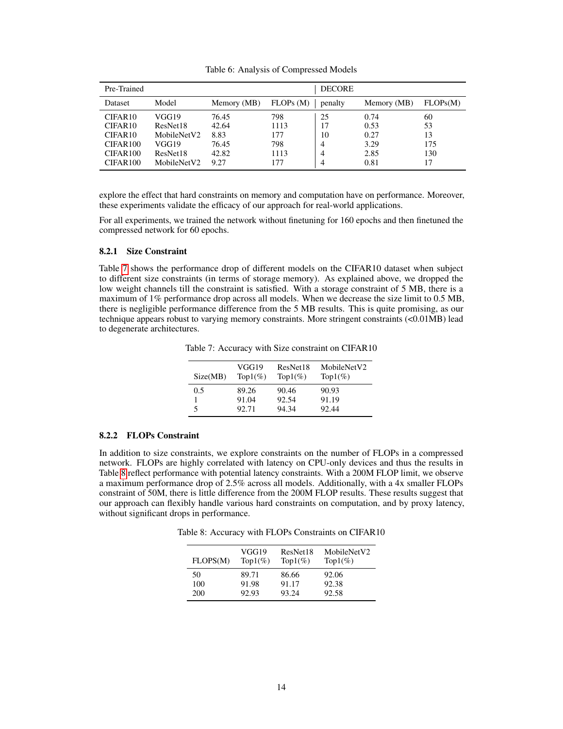Table 6: Analysis of Compressed Models

| Pre-Trained | | | | DECORE | | |
|---|---|---|---|---|---|---|
| Dataset | Model | Memory (MB) | FLOPs (M) | penalty | Memory (MB) | FLOPs(M) |
| CIFAR10 | VGG19 | 76.45 | 798 | 25 | 0.74 | 60 |
| CIFAR10 | ResNet18 | 42.64 | 1113 | 17 | 0.53 | 53 |
| CIFAR10 | MobileNetV2 | 8.83 | 177 | 10 | 0.27 | 13 |
| CIFAR100 | VGG19 | 76.45 | 798 | 4 | 3.29 | 175 |
| CIFAR100 | ResNet18 | 42.82 | 1113 | 4 | 2.85 | 130 |
| CIFAR100 | MobileNetV2 | 9.27 | 177 | 4 | 0.81 | 17 |

explore the effect that hard constraints on memory and computation have on performance. Moreover, these experiments validate the efficacy of our approach for real-world applications.

For all experiments, we trained the network without finetuning for 160 epochs and then finetuned the compressed network for 60 epochs.

#### 8.2.1 Size Constraint

Table 7 shows the performance drop of different models on the CIFAR10 dataset when subject to different size constraints (in terms of storage memory). As explained above, we dropped the low weight channels till the constraint is satisfied. With a storage constraint of 5 MB, there is a maximum of 1% performance drop across all models. When we decrease the size limit to 0.5 MB, there is negligible performance difference from the 5 MB results. This is quite promising, as our technique appears robust to varying memory constraints. More stringent constraints (<0.01MB) lead to degenerate architectures.

Table 7: Accuracy with Size constraint on CIFAR10

| Size(MB) | VGG19 Top1(%) | ResNet18 Top1(%) | MobileNetV2 Top1(%) |
|---|---|---|---|
| 0.5 | 89.26 | 90.46 | 90.93 |
| 1 | 91.04 | 92.54 | 91.19 |
| 5 | 92.71 | 94.34 | 92.44 |

#### 8.2.2 FLOPs Constraint

In addition to size constraints, we explore constraints on the number of FLOPs in a compressed network. FLOPs are highly correlated with latency on CPU-only devices and thus the results in Table 8 reflect performance with potential latency constraints. With a 200M FLOP limit, we observe a maximum performance drop of 2.5% across all models. Additionally, with a 4x smaller FLOPs constraint of 50M, there is little difference from the 200M FLOP results. These results suggest that our approach can flexibly handle various hard constraints on computation, and by proxy latency, without significant drops in performance.

Table 8: Accuracy with FLOPs Constraints on CIFAR10

| FLOPS(M) | VGG19 Top1(%) | ResNet18 Top1(%) | MobileNetV2 Top1(%) |
|---|---|---|---|
| 50 | 89.71 | 86.66 | 92.06 |
| 100 | 91.98 | 91.17 | 92.38 |
| 200 | 92.93 | 93.24 | 92.58 |